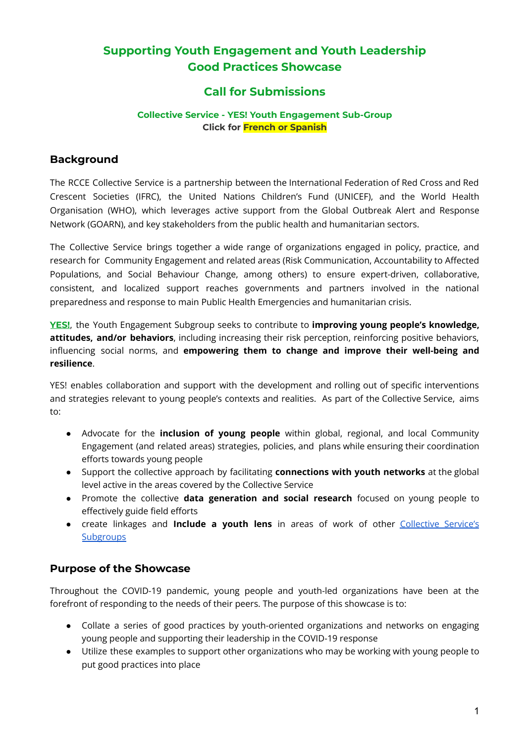# Supporting Youth Engagement and Youth Leadership Good Practices Showcase

## Call for Submissions

**Collective Service - YES! Youth Engagement Sub-Group**
**Click for French or Spanish**

## Background

The RCCE Collective Service is a partnership between the International Federation of Red Cross and Red Crescent Societies (IFRC), the United Nations Children's Fund (UNICEF), and the World Health Organisation (WHO), which leverages active support from the Global Outbreak Alert and Response Network (GOARN), and key stakeholders from the public health and humanitarian sectors.

The Collective Service brings together a wide range of organizations engaged in policy, practice, and research for Community Engagement and related areas (Risk Communication, Accountability to Affected Populations, and Social Behaviour Change, among others) to ensure expert-driven, collaborative, consistent, and localized support reaches governments and partners involved in the national preparedness and response to main Public Health Emergencies and humanitarian crisis.

**YES!**, the Youth Engagement Subgroup seeks to contribute to **improving young people's knowledge, attitudes, and/or behaviors**, including increasing their risk perception, reinforcing positive behaviors, influencing social norms, and **empowering them to change and improve their well-being and resilience**.

YES! enables collaboration and support with the development and rolling out of specific interventions and strategies relevant to young people's contexts and realities. As part of the Collective Service, aims to:

- Advocate for the **inclusion of young people** within global, regional, and local Community Engagement (and related areas) strategies, policies, and plans while ensuring their coordination efforts towards young people
- Support the collective approach by facilitating **connections with youth networks** at the global level active in the areas covered by the Collective Service
- Promote the collective **data generation and social research** focused on young people to effectively guide field efforts
- create linkages and **Include a youth lens** in areas of work of other Collective Service's Subgroups

## Purpose of the Showcase

Throughout the COVID-19 pandemic, young people and youth-led organizations have been at the forefront of responding to the needs of their peers. The purpose of this showcase is to:

- Collate a series of good practices by youth-oriented organizations and networks on engaging young people and supporting their leadership in the COVID-19 response
- Utilize these examples to support other organizations who may be working with young people to put good practices into place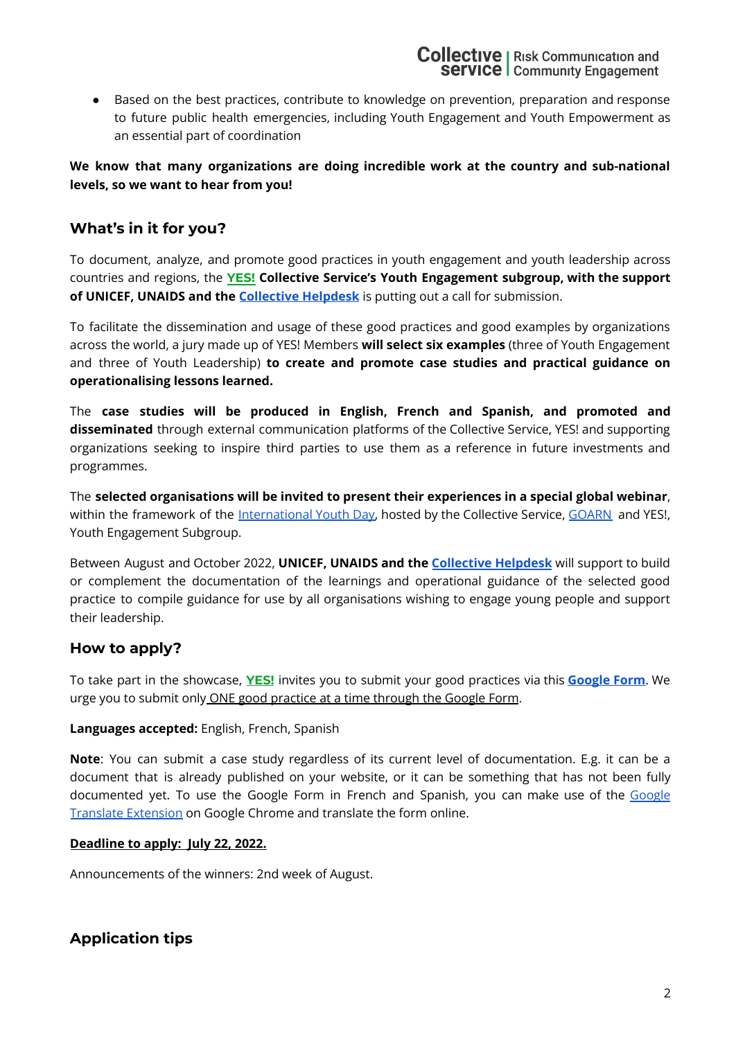- Based on the best practices, contribute to knowledge on prevention, preparation and response to future public health emergencies, including Youth Engagement and Youth Empowerment as an essential part of coordination

**We know that many organizations are doing incredible work at the country and sub-national levels, so we want to hear from you!**

## What's in it for you?

To document, analyze, and promote good practices in youth engagement and youth leadership across countries and regions, the **YES! Collective Service's Youth Engagement subgroup, with the support of UNICEF, UNAIDS and the Collective Helpdesk** is putting out a call for submission.

To facilitate the dissemination and usage of these good practices and good examples by organizations across the world, a jury made up of YES! Members **will select six examples** (three of Youth Engagement and three of Youth Leadership) **to create and promote case studies and practical guidance on operationalising lessons learned.**

The **case studies will be produced in English, French and Spanish, and promoted and disseminated** through external communication platforms of the Collective Service, YES! and supporting organizations seeking to inspire third parties to use them as a reference in future investments and programmes.

The **selected organisations will be invited to present their experiences in a special global webinar**, within the framework of the International Youth Day, hosted by the Collective Service, GOARN and YES!, Youth Engagement Subgroup.

Between August and October 2022, **UNICEF, UNAIDS and the Collective Helpdesk** will support to build or complement the documentation of the learnings and operational guidance of the selected good practice to compile guidance for use by all organisations wishing to engage young people and support their leadership.

## How to apply?

To take part in the showcase, **YES!** invites you to submit your good practices via this **Google Form**. We urge you to submit only ONE good practice at a time through the Google Form.

**Languages accepted:** English, French, Spanish

**Note**: You can submit a case study regardless of its current level of documentation. E.g. it can be a document that is already published on your website, or it can be something that has not been fully documented yet. To use the Google Form in French and Spanish, you can make use of the Google Translate Extension on Google Chrome and translate the form online.

**Deadline to apply: July 22, 2022.**

Announcements of the winners: 2nd week of August.

## Application tips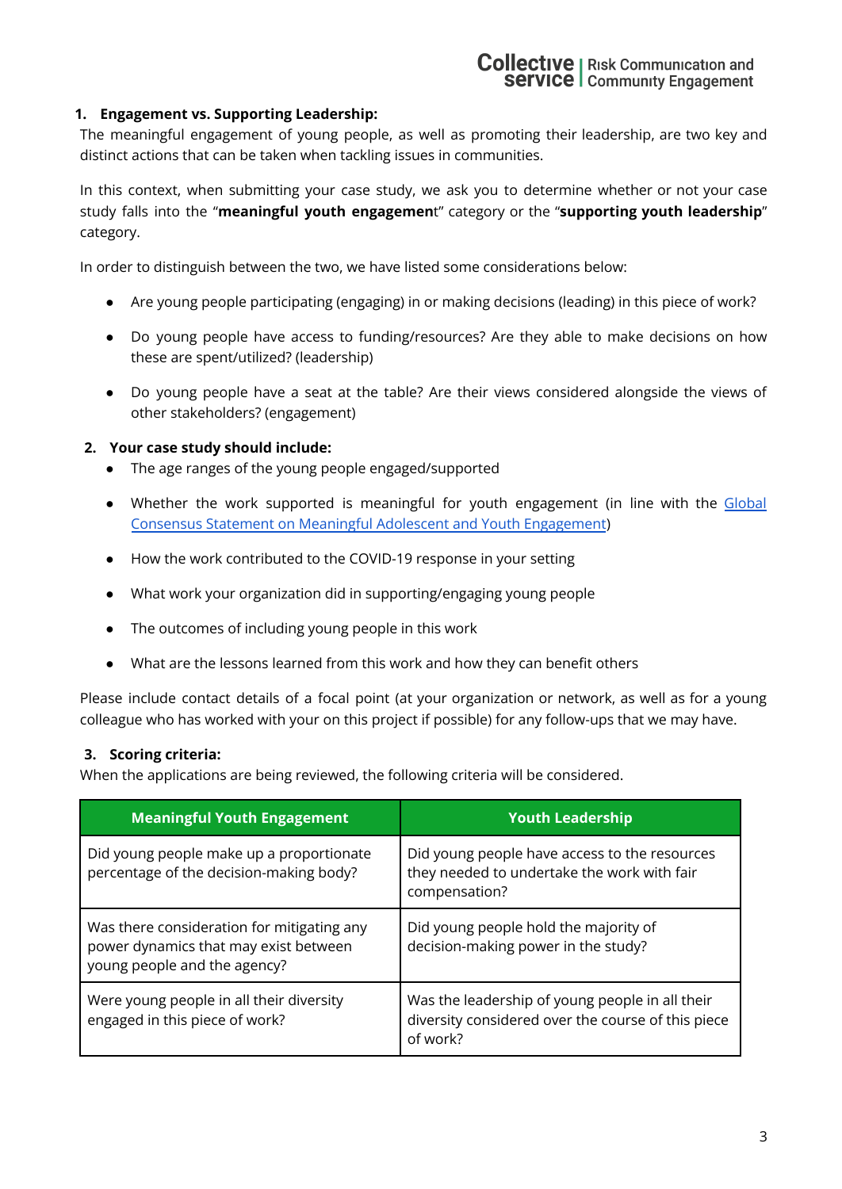## 1. Engagement vs. Supporting Leadership:

The meaningful engagement of young people, as well as promoting their leadership, are two key and distinct actions that can be taken when tackling issues in communities.

In this context, when submitting your case study, we ask you to determine whether or not your case study falls into the "**meaningful youth engagemen**t" category or the "**supporting youth leadership**" category.

In order to distinguish between the two, we have listed some considerations below:

- Are young people participating (engaging) in or making decisions (leading) in this piece of work?
- Do young people have access to funding/resources? Are they able to make decisions on how these are spent/utilized? (leadership)
- Do young people have a seat at the table? Are their views considered alongside the views of other stakeholders? (engagement)

## 2. Your case study should include:

- The age ranges of the young people engaged/supported
- Whether the work supported is meaningful for youth engagement (in line with the Global Consensus Statement on Meaningful Adolescent and Youth Engagement)
- How the work contributed to the COVID-19 response in your setting
- What work your organization did in supporting/engaging young people
- The outcomes of including young people in this work
- What are the lessons learned from this work and how they can benefit others

Please include contact details of a focal point (at your organization or network, as well as for a young colleague who has worked with your on this project if possible) for any follow-ups that we may have.

## 3. Scoring criteria:

When the applications are being reviewed, the following criteria will be considered.

| Meaningful Youth Engagement | Youth Leadership |
|---|---|
| Did young people make up a proportionate percentage of the decision-making body? | Did young people have access to the resources they needed to undertake the work with fair compensation? |
| Was there consideration for mitigating any power dynamics that may exist between young people and the agency? | Did young people hold the majority of decision-making power in the study? |
| Were young people in all their diversity engaged in this piece of work? | Was the leadership of young people in all their diversity considered over the course of this piece of work? |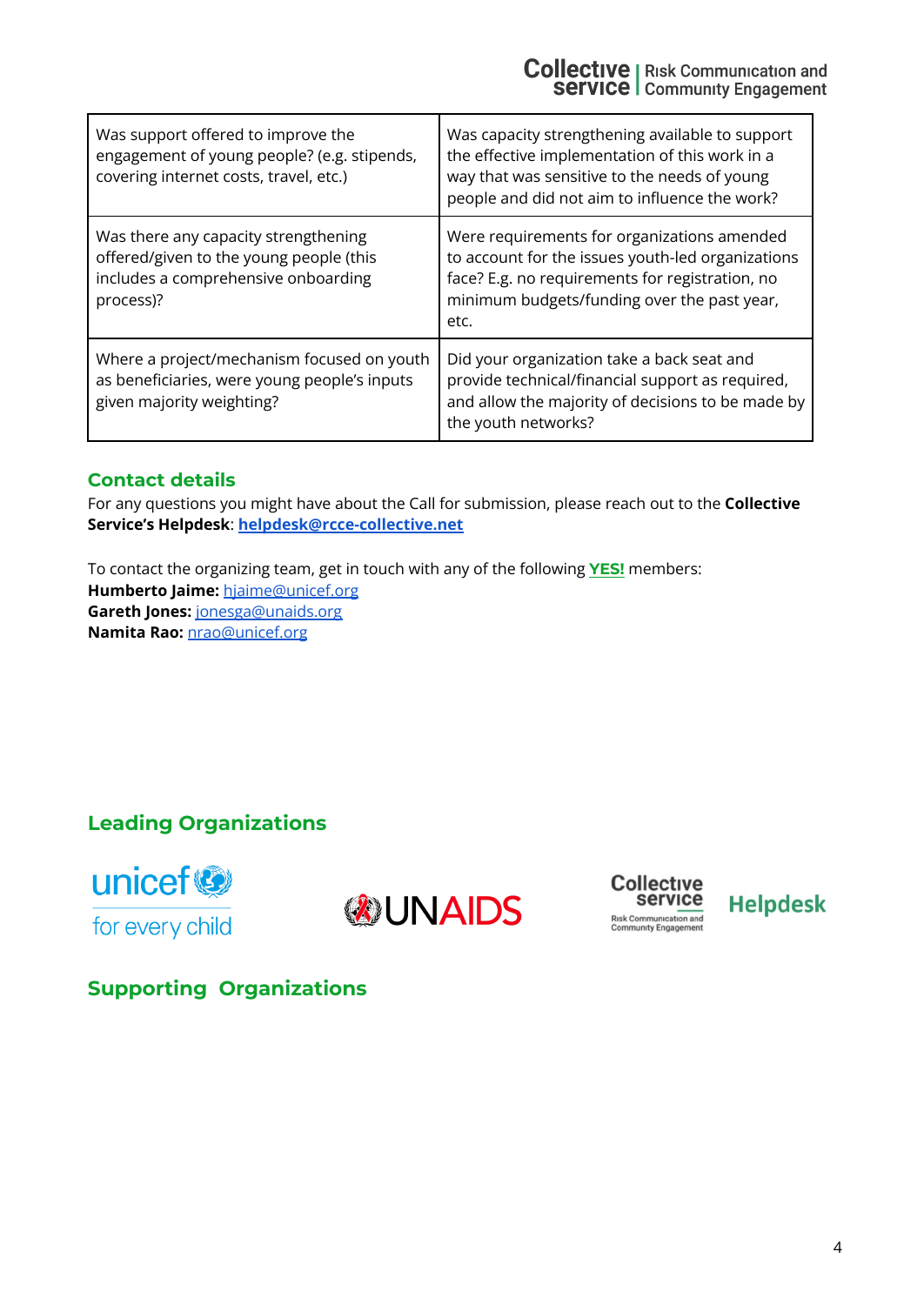| | |
|---|---|
| Was support offered to improve the engagement of young people? (e.g. stipends, covering internet costs, travel, etc.) | Was capacity strengthening available to support the effective implementation of this work in a way that was sensitive to the needs of young people and did not aim to influence the work? |
| Was there any capacity strengthening offered/given to the young people (this includes a comprehensive onboarding process)? | Were requirements for organizations amended to account for the issues youth-led organizations face? E.g. no requirements for registration, no minimum budgets/funding over the past year, etc. |
| Where a project/mechanism focused on youth as beneficiaries, were young people's inputs given majority weighting? | Did your organization take a back seat and provide technical/financial support as required, and allow the majority of decisions to be made by the youth networks? |

## Contact details

For any questions you might have about the Call for submission, please reach out to the **Collective Service's Helpdesk**: **helpdesk@rcce-collective.net**

To contact the organizing team, get in touch with any of the following **YES!** members:
**Humberto Jaime:** hjaime@unicef.org
**Gareth Jones:** jonesga@unaids.org
**Namita Rao:** nrao@unicef.org

## Leading Organizations

unicef for every child

UNAIDS

Collective service Risk Communication and Community Engagement Helpdesk

## Supporting Organizations